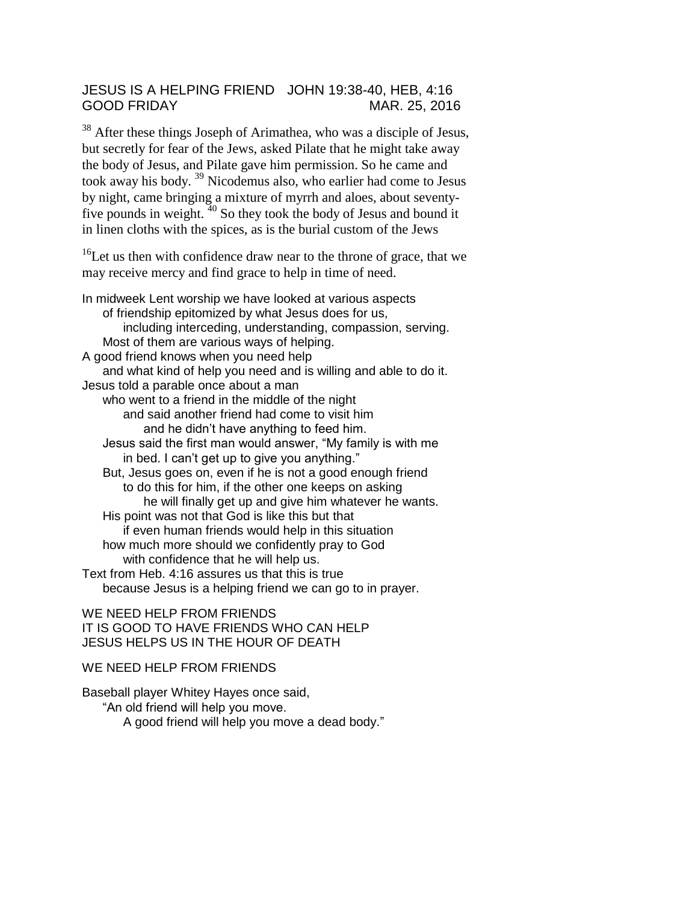JESUS IS A HELPING FRIEND   JOHN 19:38-40, HEB, 4:16
GOOD FRIDAY   MAR. 25, 2016

[38] After these things Joseph of Arimathea, who was a disciple of Jesus, but secretly for fear of the Jews, asked Pilate that he might take away the body of Jesus, and Pilate gave him permission. So he came and took away his body. [39] Nicodemus also, who earlier had come to Jesus by night, came bringing a mixture of myrrh and aloes, about seventy-five pounds in weight. [40] So they took the body of Jesus and bound it in linen cloths with the spices, as is the burial custom of the Jews

[16]Let us then with confidence draw near to the throne of grace, that we may receive mercy and find grace to help in time of need.

In midweek Lent worship we have looked at various aspects
of friendship epitomized by what Jesus does for us,
including interceding, understanding, compassion, serving.
Most of them are various ways of helping.
A good friend knows when you need help
and what kind of help you need and is willing and able to do it.
Jesus told a parable once about a man
who went to a friend in the middle of the night
and said another friend had come to visit him
and he didn't have anything to feed him.
Jesus said the first man would answer, "My family is with me
in bed. I can't get up to give you anything."
But, Jesus goes on, even if he is not a good enough friend
to do this for him, if the other one keeps on asking
he will finally get up and give him whatever he wants.
His point was not that God is like this but that
if even human friends would help in this situation
how much more should we confidently pray to God
with confidence that he will help us.
Text from Heb. 4:16 assures us that this is true
because Jesus is a helping friend we can go to in prayer.

WE NEED HELP FROM FRIENDS
IT IS GOOD TO HAVE FRIENDS WHO CAN HELP
JESUS HELPS US IN THE HOUR OF DEATH

WE NEED HELP FROM FRIENDS

Baseball player Whitey Hayes once said,
"An old friend will help you move.
A good friend will help you move a dead body."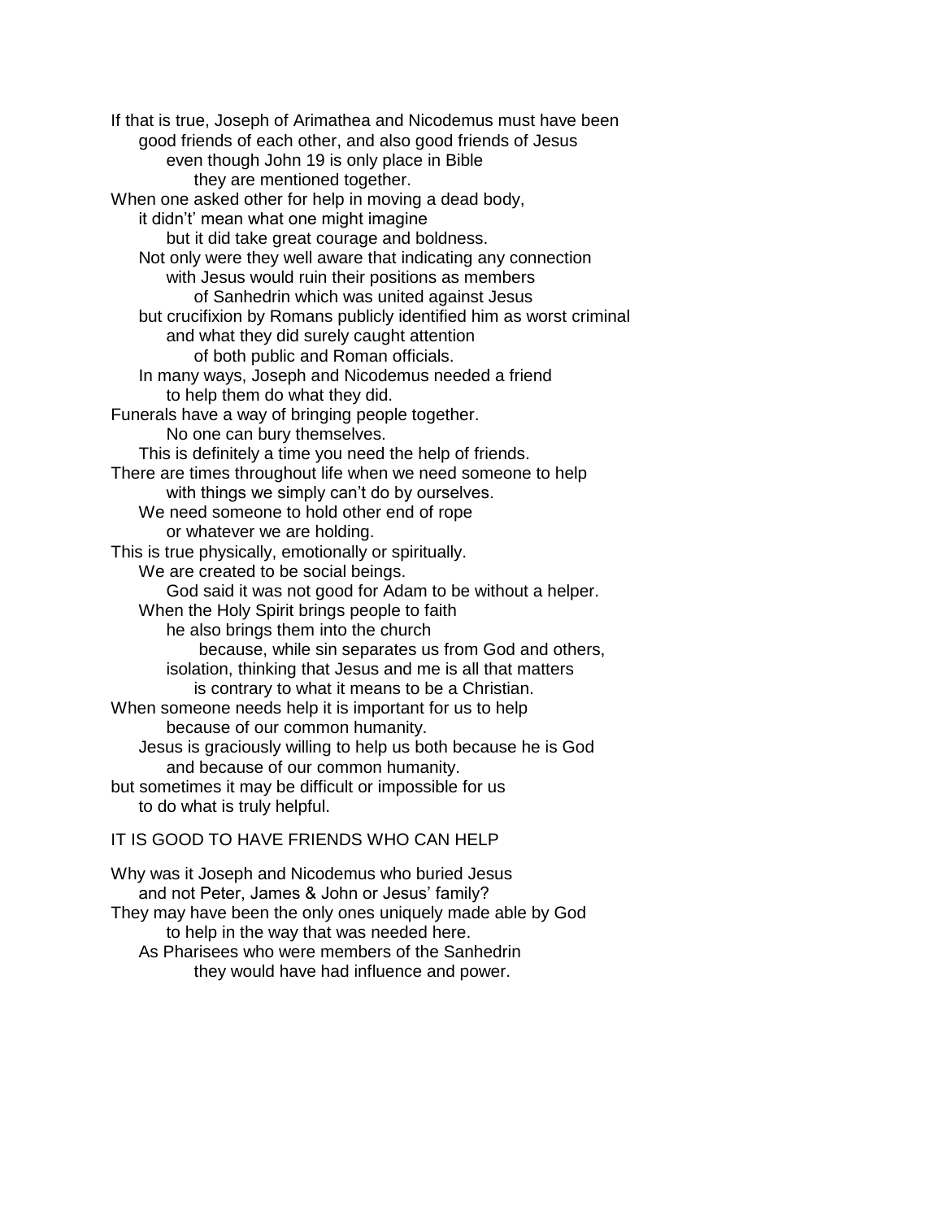If that is true, Joseph of Arimathea and Nicodemus must have been
good friends of each other, and also good friends of Jesus
even though John 19 is only place in Bible
they are mentioned together.
When one asked other for help in moving a dead body,
it didn't' mean what one might imagine
but it did take great courage and boldness.
Not only were they well aware that indicating any connection
with Jesus would ruin their positions as members
of Sanhedrin which was united against Jesus
but crucifixion by Romans publicly identified him as worst criminal
and what they did surely caught attention
of both public and Roman officials.
In many ways, Joseph and Nicodemus needed a friend
to help them do what they did.
Funerals have a way of bringing people together.
No one can bury themselves.
This is definitely a time you need the help of friends.
There are times throughout life when we need someone to help
with things we simply can't do by ourselves.
We need someone to hold other end of rope
or whatever we are holding.
This is true physically, emotionally or spiritually.
We are created to be social beings.
God said it was not good for Adam to be without a helper.
When the Holy Spirit brings people to faith
he also brings them into the church
because, while sin separates us from God and others,
isolation, thinking that Jesus and me is all that matters
is contrary to what it means to be a Christian.
When someone needs help it is important for us to help
because of our common humanity.
Jesus is graciously willing to help us both because he is God
and because of our common humanity.
but sometimes it may be difficult or impossible for us
to do what is truly helpful.

IT IS GOOD TO HAVE FRIENDS WHO CAN HELP

Why was it Joseph and Nicodemus who buried Jesus
and not Peter, James & John or Jesus' family?
They may have been the only ones uniquely made able by God
to help in the way that was needed here.
As Pharisees who were members of the Sanhedrin
they would have had influence and power.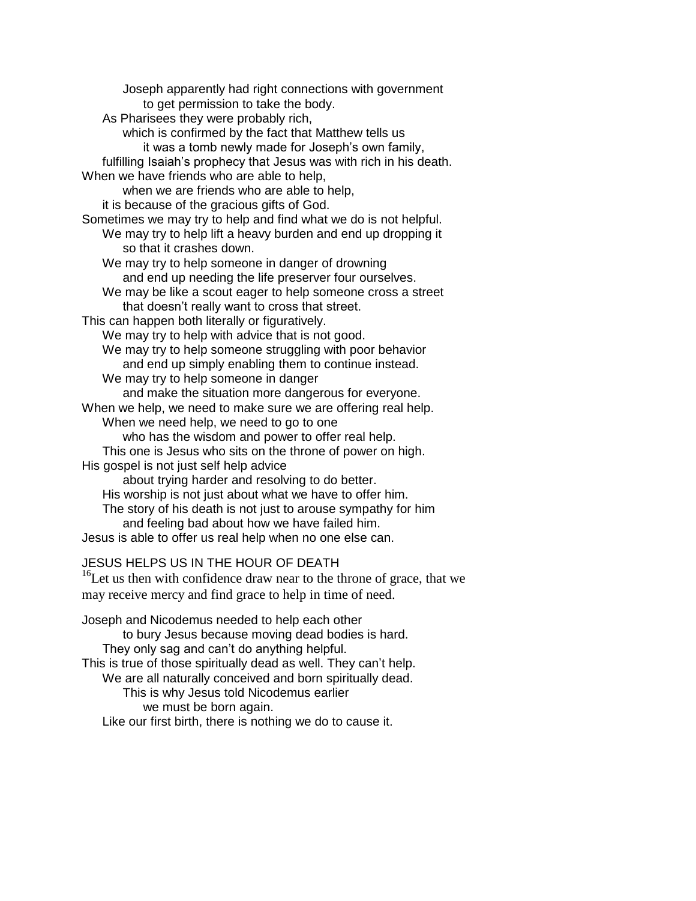Joseph apparently had right connections with government
to get permission to take the body.
As Pharisees they were probably rich,
which is confirmed by the fact that Matthew tells us
it was a tomb newly made for Joseph's own family,
fulfilling Isaiah's prophecy that Jesus was with rich in his death.
When we have friends who are able to help,
when we are friends who are able to help,
it is because of the gracious gifts of God.
Sometimes we may try to help and find what we do is not helpful.
We may try to help lift a heavy burden and end up dropping it
so that it crashes down.
We may try to help someone in danger of drowning
and end up needing the life preserver four ourselves.
We may be like a scout eager to help someone cross a street
that doesn't really want to cross that street.
This can happen both literally or figuratively.
We may try to help with advice that is not good.
We may try to help someone struggling with poor behavior
and end up simply enabling them to continue instead.
We may try to help someone in danger
and make the situation more dangerous for everyone.
When we help, we need to make sure we are offering real help.
When we need help, we need to go to one
who has the wisdom and power to offer real help.
This one is Jesus who sits on the throne of power on high.
His gospel is not just self help advice
about trying harder and resolving to do better.
His worship is not just about what we have to offer him.
The story of his death is not just to arouse sympathy for him
and feeling bad about how we have failed him.
Jesus is able to offer us real help when no one else can.

JESUS HELPS US IN THE HOUR OF DEATH

[16]Let us then with confidence draw near to the throne of grace, that we may receive mercy and find grace to help in time of need.

Joseph and Nicodemus needed to help each other
to bury Jesus because moving dead bodies is hard.
They only sag and can't do anything helpful.
This is true of those spiritually dead as well. They can't help.
We are all naturally conceived and born spiritually dead.
This is why Jesus told Nicodemus earlier
we must be born again.
Like our first birth, there is nothing we do to cause it.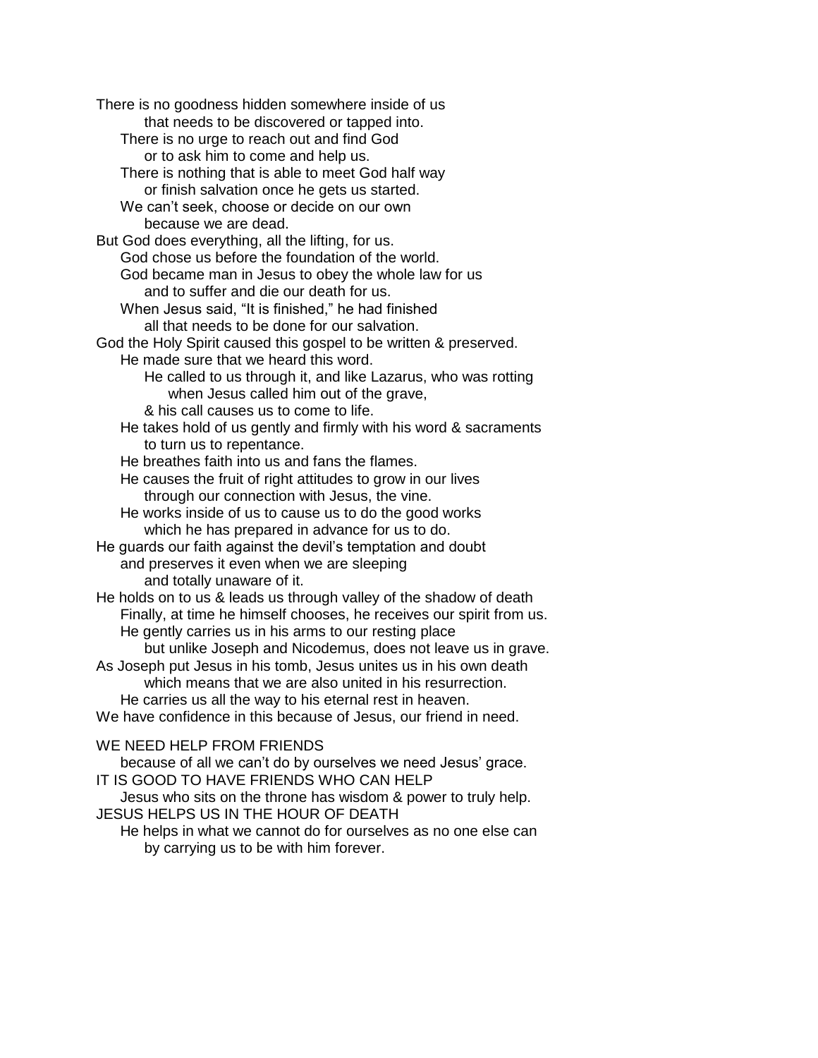There is no goodness hidden somewhere inside of us
that needs to be discovered or tapped into.
There is no urge to reach out and find God
or to ask him to come and help us.
There is nothing that is able to meet God half way
or finish salvation once he gets us started.
We can't seek, choose or decide on our own
because we are dead.
But God does everything, all the lifting, for us.
God chose us before the foundation of the world.
God became man in Jesus to obey the whole law for us
and to suffer and die our death for us.
When Jesus said, "It is finished," he had finished
all that needs to be done for our salvation.
God the Holy Spirit caused this gospel to be written & preserved.
He made sure that we heard this word.
He called to us through it, and like Lazarus, who was rotting
when Jesus called him out of the grave,
& his call causes us to come to life.
He takes hold of us gently and firmly with his word & sacraments
to turn us to repentance.
He breathes faith into us and fans the flames.
He causes the fruit of right attitudes to grow in our lives
through our connection with Jesus, the vine.
He works inside of us to cause us to do the good works
which he has prepared in advance for us to do.
He guards our faith against the devil's temptation and doubt
and preserves it even when we are sleeping
and totally unaware of it.
He holds on to us & leads us through valley of the shadow of death
Finally, at time he himself chooses, he receives our spirit from us.
He gently carries us in his arms to our resting place
but unlike Joseph and Nicodemus, does not leave us in grave.
As Joseph put Jesus in his tomb, Jesus unites us in his own death
which means that we are also united in his resurrection.
He carries us all the way to his eternal rest in heaven.
We have confidence in this because of Jesus, our friend in need.

WE NEED HELP FROM FRIENDS
because of all we can't do by ourselves we need Jesus' grace.
IT IS GOOD TO HAVE FRIENDS WHO CAN HELP
Jesus who sits on the throne has wisdom & power to truly help.
JESUS HELPS US IN THE HOUR OF DEATH
He helps in what we cannot do for ourselves as no one else can
by carrying us to be with him forever.